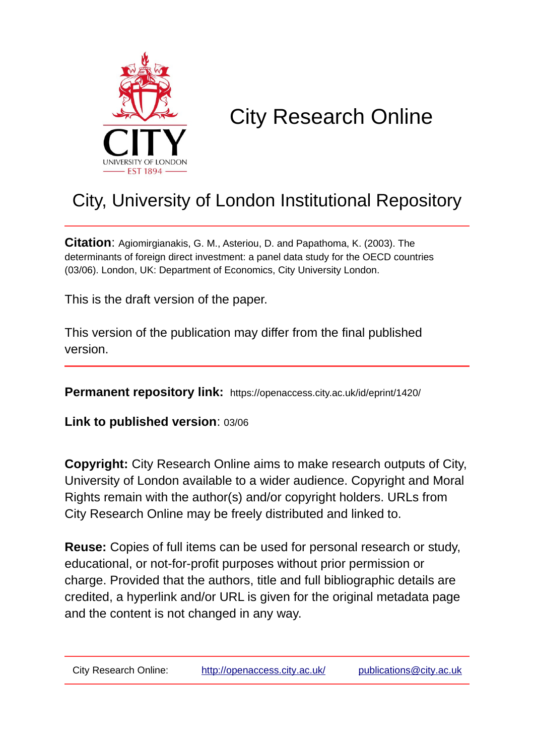# City Research Online

## City, University of London Institutional Repository

**Citation**: Agiomirgianakis, G. M., Asteriou, D. and Papathoma, K. (2003). The determinants of foreign direct investment: a panel data study for the OECD countries (03/06). London, UK: Department of Economics, City University London.

This is the draft version of the paper.

This version of the publication may differ from the final published version.

---

**Permanent repository link:** https://openaccess.city.ac.uk/id/eprint/1420/

**Link to published version**: 03/06

**Copyright:** City Research Online aims to make research outputs of City, University of London available to a wider audience. Copyright and Moral Rights remain with the author(s) and/or copyright holders. URLs from City Research Online may be freely distributed and linked to.

**Reuse:** Copies of full items can be used for personal research or study, educational, or not-for-profit purposes without prior permission or charge. Provided that the authors, title and full bibliographic details are credited, a hyperlink and/or URL is given for the original metadata page and the content is not changed in any way.

City Research Online: http://openaccess.city.ac.uk/ publications@city.ac.uk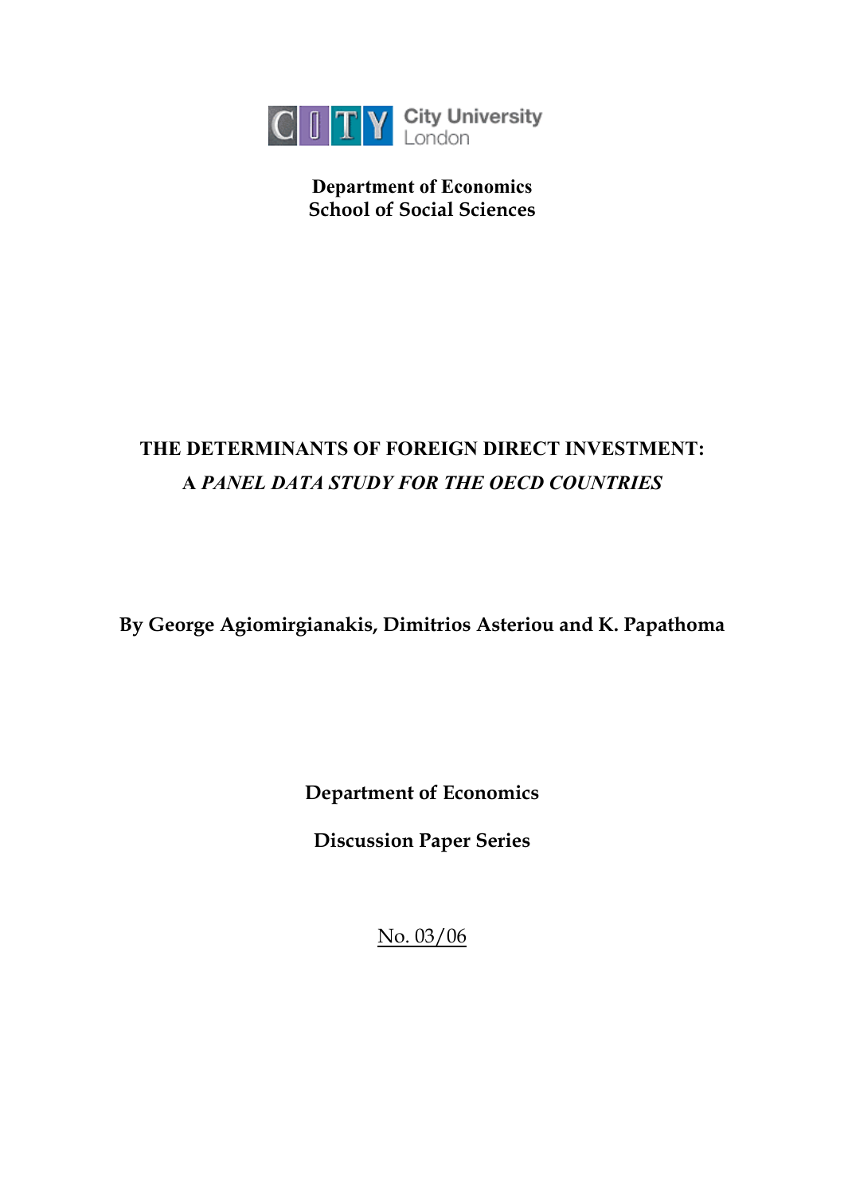City University London

**Department of Economics**
**School of Social Sciences**

# THE DETERMINANTS OF FOREIGN DIRECT INVESTMENT: A *PANEL DATA STUDY FOR THE OECD COUNTRIES*

**By George Agiomirgianakis, Dimitrios Asteriou and K. Papathoma**

**Department of Economics**

**Discussion Paper Series**

No. 03/06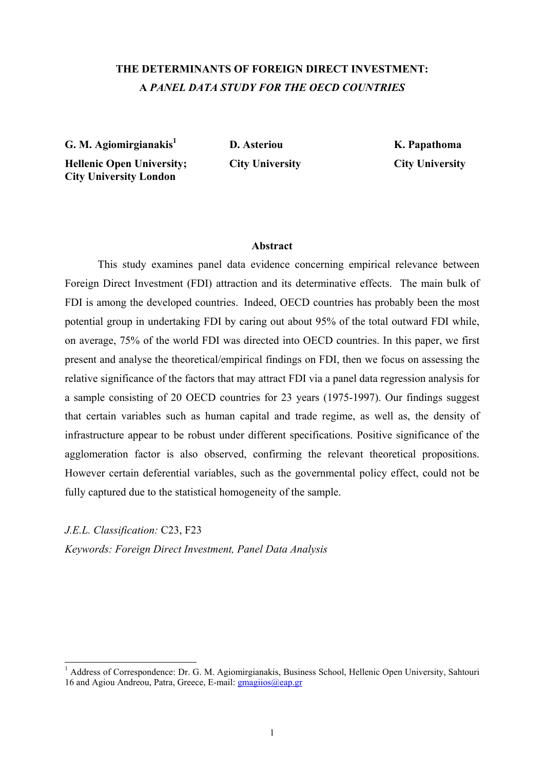# THE DETERMINANTS OF FOREIGN DIRECT INVESTMENT: A *PANEL DATA STUDY FOR THE OECD COUNTRIES*

**G. M. Agiomirgianakis**[1]
**Hellenic Open University; City University London**

**D. Asteriou**
**City University**

**K. Papathoma**
**City University**

### Abstract

This study examines panel data evidence concerning empirical relevance between Foreign Direct Investment (FDI) attraction and its determinative effects. The main bulk of FDI is among the developed countries. Indeed, OECD countries has probably been the most potential group in undertaking FDI by caring out about 95% of the total outward FDI while, on average, 75% of the world FDI was directed into OECD countries. In this paper, we first present and analyse the theoretical/empirical findings on FDI, then we focus on assessing the relative significance of the factors that may attract FDI via a panel data regression analysis for a sample consisting of 20 OECD countries for 23 years (1975-1997). Our findings suggest that certain variables such as human capital and trade regime, as well as, the density of infrastructure appear to be robust under different specifications. Positive significance of the agglomeration factor is also observed, confirming the relevant theoretical propositions. However certain deferential variables, such as the governmental policy effect, could not be fully captured due to the statistical homogeneity of the sample.

*J.E.L. Classification:* C23, F23

*Keywords: Foreign Direct Investment, Panel Data Analysis*

---

[1] Address of Correspondence: Dr. G. M. Agiomirgianakis, Business School, Hellenic Open University, Sahtouri 16 and Agiou Andreou, Patra, Greece, E-mail: gmagiios@eap.gr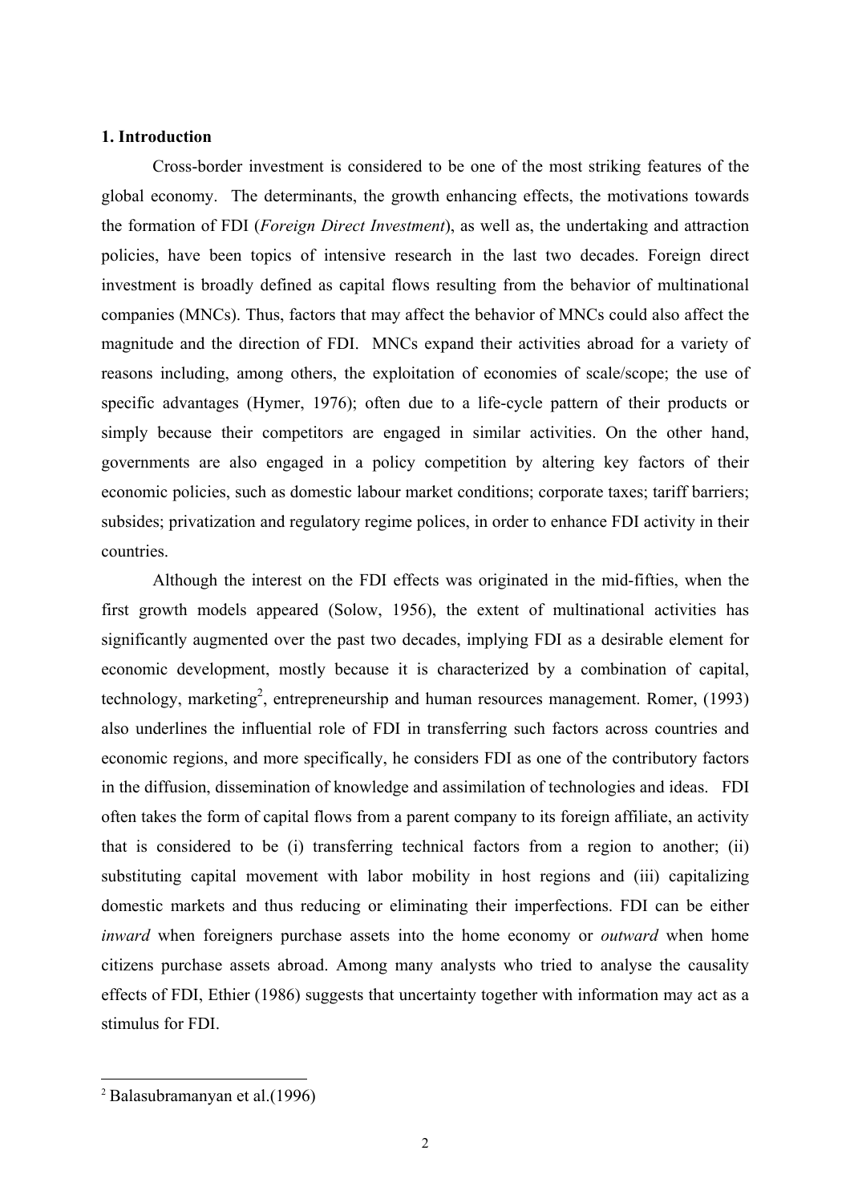## 1. Introduction

Cross-border investment is considered to be one of the most striking features of the global economy. The determinants, the growth enhancing effects, the motivations towards the formation of FDI (*Foreign Direct Investment*), as well as, the undertaking and attraction policies, have been topics of intensive research in the last two decades. Foreign direct investment is broadly defined as capital flows resulting from the behavior of multinational companies (MNCs). Thus, factors that may affect the behavior of MNCs could also affect the magnitude and the direction of FDI. MNCs expand their activities abroad for a variety of reasons including, among others, the exploitation of economies of scale/scope; the use of specific advantages (Hymer, 1976); often due to a life-cycle pattern of their products or simply because their competitors are engaged in similar activities. On the other hand, governments are also engaged in a policy competition by altering key factors of their economic policies, such as domestic labour market conditions; corporate taxes; tariff barriers; subsides; privatization and regulatory regime polices, in order to enhance FDI activity in their countries.

Although the interest on the FDI effects was originated in the mid-fifties, when the first growth models appeared (Solow, 1956), the extent of multinational activities has significantly augmented over the past two decades, implying FDI as a desirable element for economic development, mostly because it is characterized by a combination of capital, technology, marketing[2], entrepreneurship and human resources management. Romer, (1993) also underlines the influential role of FDI in transferring such factors across countries and economic regions, and more specifically, he considers FDI as one of the contributory factors in the diffusion, dissemination of knowledge and assimilation of technologies and ideas. FDI often takes the form of capital flows from a parent company to its foreign affiliate, an activity that is considered to be (i) transferring technical factors from a region to another; (ii) substituting capital movement with labor mobility in host regions and (iii) capitalizing domestic markets and thus reducing or eliminating their imperfections. FDI can be either *inward* when foreigners purchase assets into the home economy or *outward* when home citizens purchase assets abroad. Among many analysts who tried to analyse the causality effects of FDI, Ethier (1986) suggests that uncertainty together with information may act as a stimulus for FDI.

[2] Balasubramanyan et al.(1996)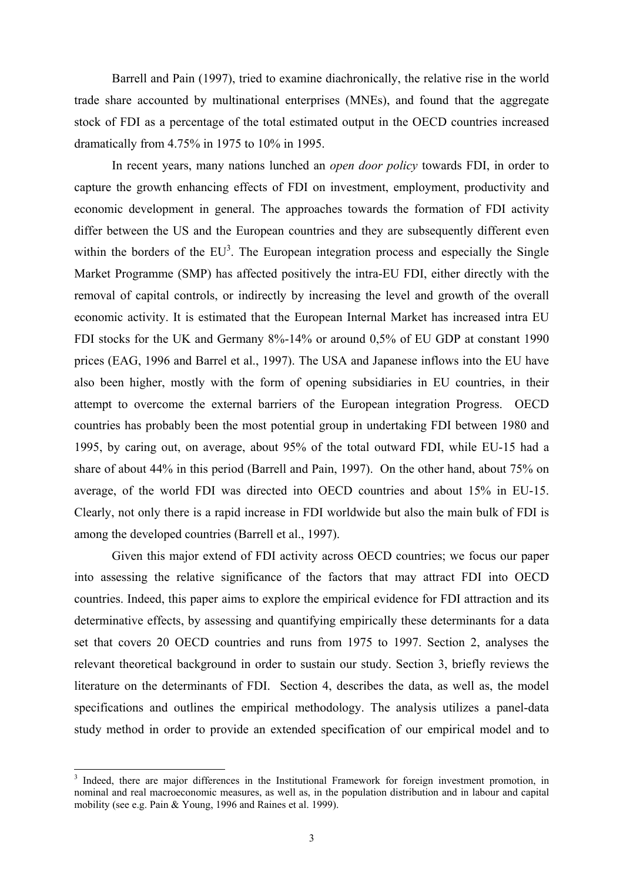Barrell and Pain (1997), tried to examine diachronically, the relative rise in the world trade share accounted by multinational enterprises (MNEs), and found that the aggregate stock of FDI as a percentage of the total estimated output in the OECD countries increased dramatically from 4.75% in 1975 to 10% in 1995.

In recent years, many nations lunched an *open door policy* towards FDI, in order to capture the growth enhancing effects of FDI on investment, employment, productivity and economic development in general. The approaches towards the formation of FDI activity differ between the US and the European countries and they are subsequently different even within the borders of the EU[3]. The European integration process and especially the Single Market Programme (SMP) has affected positively the intra-EU FDI, either directly with the removal of capital controls, or indirectly by increasing the level and growth of the overall economic activity. It is estimated that the European Internal Market has increased intra EU FDI stocks for the UK and Germany 8%-14% or around 0,5% of EU GDP at constant 1990 prices (EAG, 1996 and Barrel et al., 1997). The USA and Japanese inflows into the EU have also been higher, mostly with the form of opening subsidiaries in EU countries, in their attempt to overcome the external barriers of the European integration Progress. OECD countries has probably been the most potential group in undertaking FDI between 1980 and 1995, by caring out, on average, about 95% of the total outward FDI, while EU-15 had a share of about 44% in this period (Barrell and Pain, 1997). On the other hand, about 75% on average, of the world FDI was directed into OECD countries and about 15% in EU-15. Clearly, not only there is a rapid increase in FDI worldwide but also the main bulk of FDI is among the developed countries (Barrell et al., 1997).

Given this major extend of FDI activity across OECD countries; we focus our paper into assessing the relative significance of the factors that may attract FDI into OECD countries. Indeed, this paper aims to explore the empirical evidence for FDI attraction and its determinative effects, by assessing and quantifying empirically these determinants for a data set that covers 20 OECD countries and runs from 1975 to 1997. Section 2, analyses the relevant theoretical background in order to sustain our study. Section 3, briefly reviews the literature on the determinants of FDI. Section 4, describes the data, as well as, the model specifications and outlines the empirical methodology. The analysis utilizes a panel-data study method in order to provide an extended specification of our empirical model and to

[3] Indeed, there are major differences in the Institutional Framework for foreign investment promotion, in nominal and real macroeconomic measures, as well as, in the population distribution and in labour and capital mobility (see e.g. Pain & Young, 1996 and Raines et al. 1999).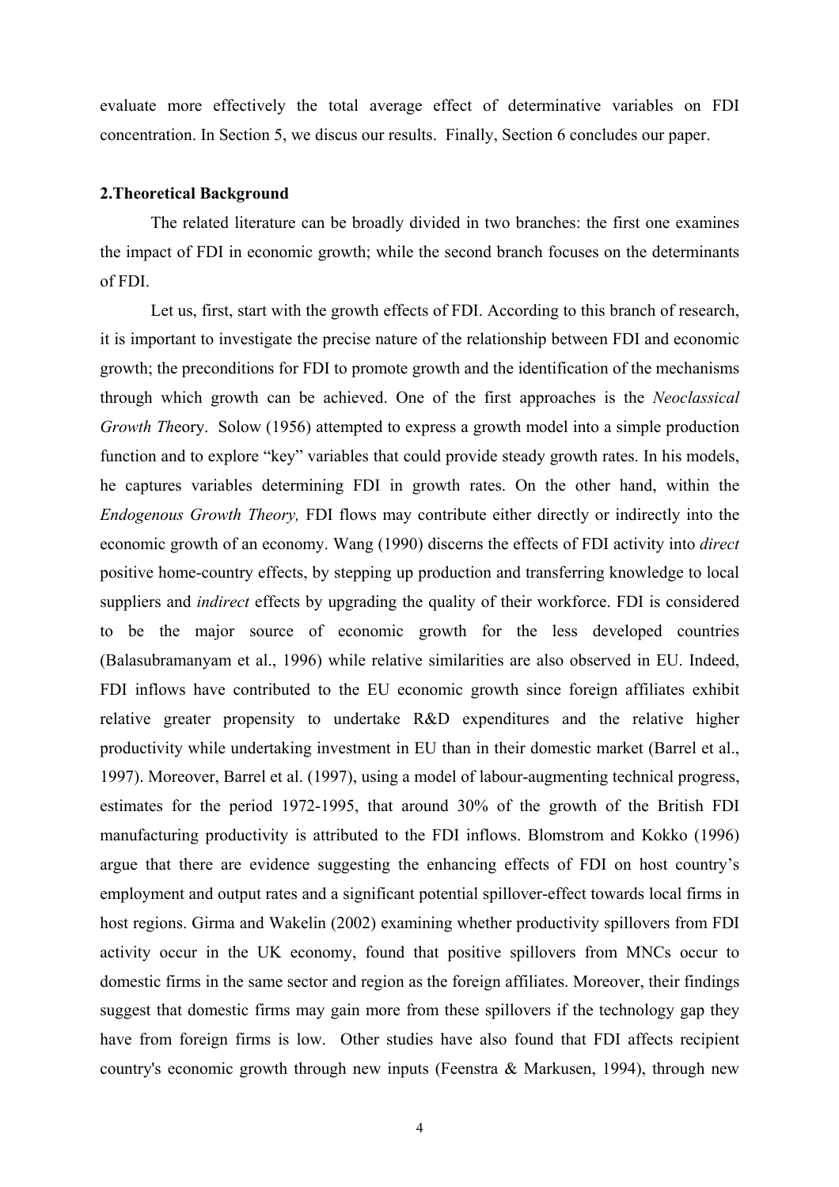evaluate more effectively the total average effect of determinative variables on FDI concentration. In Section 5, we discus our results. Finally, Section 6 concludes our paper.

## 2.Theoretical Background

The related literature can be broadly divided in two branches: the first one examines the impact of FDI in economic growth; while the second branch focuses on the determinants of FDI.

Let us, first, start with the growth effects of FDI. According to this branch of research, it is important to investigate the precise nature of the relationship between FDI and economic growth; the preconditions for FDI to promote growth and the identification of the mechanisms through which growth can be achieved. One of the first approaches is the *Neoclassical Growth Th*eory. Solow (1956) attempted to express a growth model into a simple production function and to explore "key" variables that could provide steady growth rates. In his models, he captures variables determining FDI in growth rates. On the other hand, within the *Endogenous Growth Theory,* FDI flows may contribute either directly or indirectly into the economic growth of an economy. Wang (1990) discerns the effects of FDI activity into *direct* positive home-country effects, by stepping up production and transferring knowledge to local suppliers and *indirect* effects by upgrading the quality of their workforce. FDI is considered to be the major source of economic growth for the less developed countries (Balasubramanyam et al., 1996) while relative similarities are also observed in EU. Indeed, FDI inflows have contributed to the EU economic growth since foreign affiliates exhibit relative greater propensity to undertake R&D expenditures and the relative higher productivity while undertaking investment in EU than in their domestic market (Barrel et al., 1997). Moreover, Barrel et al. (1997), using a model of labour-augmenting technical progress, estimates for the period 1972-1995, that around 30% of the growth of the British FDI manufacturing productivity is attributed to the FDI inflows. Blomstrom and Kokko (1996) argue that there are evidence suggesting the enhancing effects of FDI on host country's employment and output rates and a significant potential spillover-effect towards local firms in host regions. Girma and Wakelin (2002) examining whether productivity spillovers from FDI activity occur in the UK economy, found that positive spillovers from MNCs occur to domestic firms in the same sector and region as the foreign affiliates. Moreover, their findings suggest that domestic firms may gain more from these spillovers if the technology gap they have from foreign firms is low. Other studies have also found that FDI affects recipient country's economic growth through new inputs (Feenstra & Markusen, 1994), through new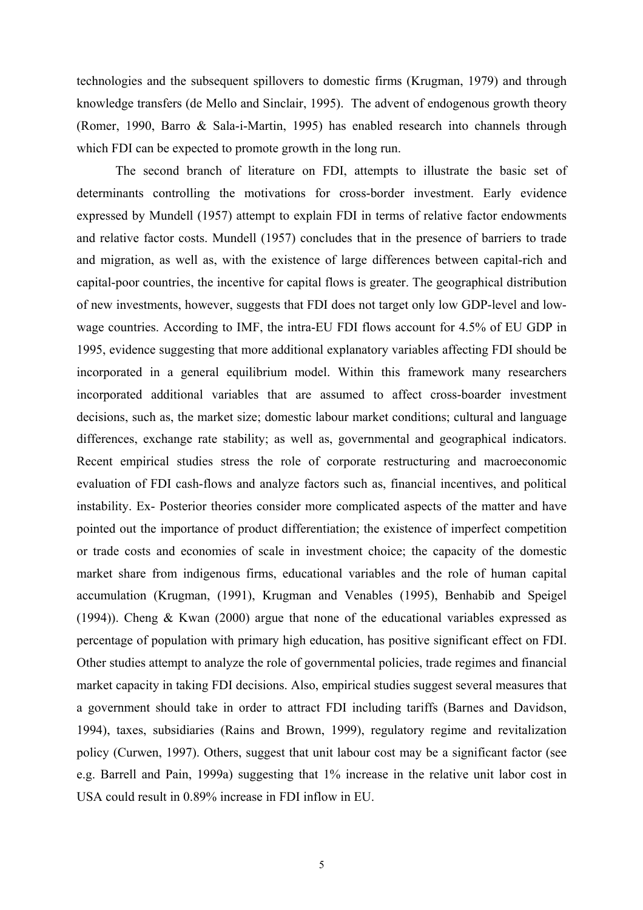technologies and the subsequent spillovers to domestic firms (Krugman, 1979) and through knowledge transfers (de Mello and Sinclair, 1995). The advent of endogenous growth theory (Romer, 1990, Barro & Sala-i-Martin, 1995) has enabled research into channels through which FDI can be expected to promote growth in the long run.

The second branch of literature on FDI, attempts to illustrate the basic set of determinants controlling the motivations for cross-border investment. Early evidence expressed by Mundell (1957) attempt to explain FDI in terms of relative factor endowments and relative factor costs. Mundell (1957) concludes that in the presence of barriers to trade and migration, as well as, with the existence of large differences between capital-rich and capital-poor countries, the incentive for capital flows is greater. The geographical distribution of new investments, however, suggests that FDI does not target only low GDP-level and low-wage countries. According to IMF, the intra-EU FDI flows account for 4.5% of EU GDP in 1995, evidence suggesting that more additional explanatory variables affecting FDI should be incorporated in a general equilibrium model. Within this framework many researchers incorporated additional variables that are assumed to affect cross-boarder investment decisions, such as, the market size; domestic labour market conditions; cultural and language differences, exchange rate stability; as well as, governmental and geographical indicators. Recent empirical studies stress the role of corporate restructuring and macroeconomic evaluation of FDI cash-flows and analyze factors such as, financial incentives, and political instability. Ex- Posterior theories consider more complicated aspects of the matter and have pointed out the importance of product differentiation; the existence of imperfect competition or trade costs and economies of scale in investment choice; the capacity of the domestic market share from indigenous firms, educational variables and the role of human capital accumulation (Krugman, (1991), Krugman and Venables (1995), Benhabib and Speigel (1994)). Cheng & Kwan (2000) argue that none of the educational variables expressed as percentage of population with primary high education, has positive significant effect on FDI. Other studies attempt to analyze the role of governmental policies, trade regimes and financial market capacity in taking FDI decisions. Also, empirical studies suggest several measures that a government should take in order to attract FDI including tariffs (Barnes and Davidson, 1994), taxes, subsidiaries (Rains and Brown, 1999), regulatory regime and revitalization policy (Curwen, 1997). Others, suggest that unit labour cost may be a significant factor (see e.g. Barrell and Pain, 1999a) suggesting that 1% increase in the relative unit labor cost in USA could result in 0.89% increase in FDI inflow in EU.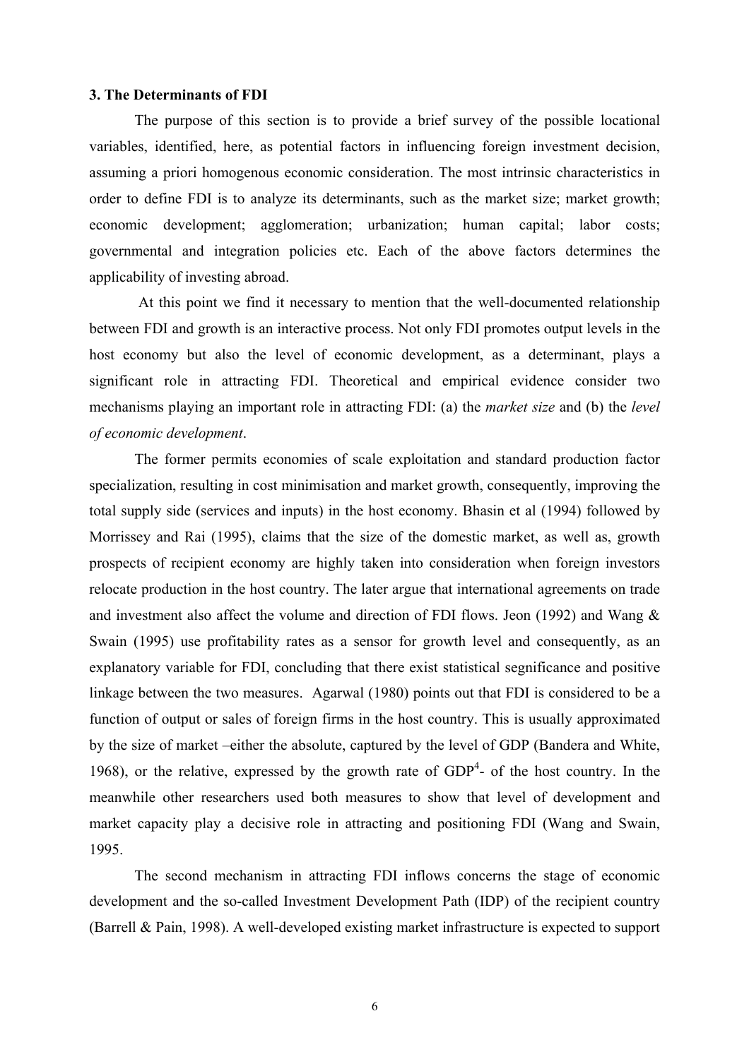### 3. The Determinants of FDI

The purpose of this section is to provide a brief survey of the possible locational variables, identified, here, as potential factors in influencing foreign investment decision, assuming a priori homogenous economic consideration. The most intrinsic characteristics in order to define FDI is to analyze its determinants, such as the market size; market growth; economic development; agglomeration; urbanization; human capital; labor costs; governmental and integration policies etc. Each of the above factors determines the applicability of investing abroad.

At this point we find it necessary to mention that the well-documented relationship between FDI and growth is an interactive process. Not only FDI promotes output levels in the host economy but also the level of economic development, as a determinant, plays a significant role in attracting FDI. Theoretical and empirical evidence consider two mechanisms playing an important role in attracting FDI: (a) the *market size* and (b) the *level of economic development*.

The former permits economies of scale exploitation and standard production factor specialization, resulting in cost minimisation and market growth, consequently, improving the total supply side (services and inputs) in the host economy. Bhasin et al (1994) followed by Morrissey and Rai (1995), claims that the size of the domestic market, as well as, growth prospects of recipient economy are highly taken into consideration when foreign investors relocate production in the host country. The later argue that international agreements on trade and investment also affect the volume and direction of FDI flows. Jeon (1992) and Wang & Swain (1995) use profitability rates as a sensor for growth level and consequently, as an explanatory variable for FDI, concluding that there exist statistical significance and positive linkage between the two measures. Agarwal (1980) points out that FDI is considered to be a function of output or sales of foreign firms in the host country. This is usually approximated by the size of market –either the absolute, captured by the level of GDP (Bandera and White, 1968), or the relative, expressed by the growth rate of GDP[4]- of the host country. In the meanwhile other researchers used both measures to show that level of development and market capacity play a decisive role in attracting and positioning FDI (Wang and Swain, 1995.

The second mechanism in attracting FDI inflows concerns the stage of economic development and the so-called Investment Development Path (IDP) of the recipient country (Barrell & Pain, 1998). A well-developed existing market infrastructure is expected to support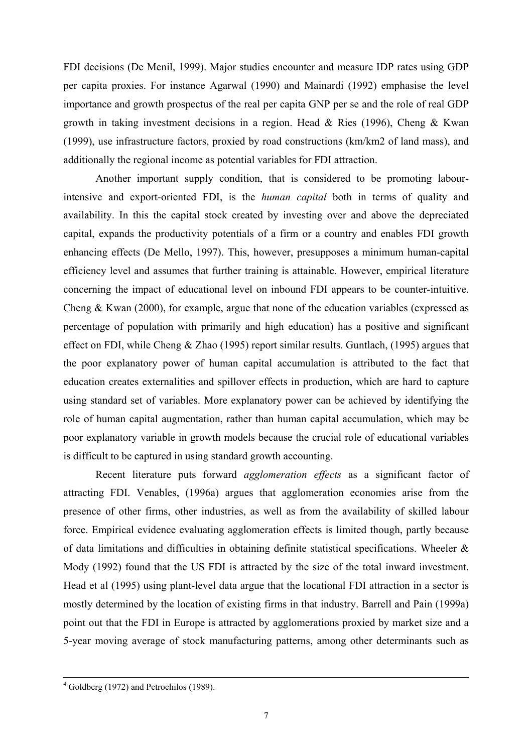FDI decisions (De Menil, 1999). Major studies encounter and measure IDP rates using GDP per capita proxies. For instance Agarwal (1990) and Mainardi (1992) emphasise the level importance and growth prospectus of the real per capita GNP per se and the role of real GDP growth in taking investment decisions in a region. Head & Ries (1996), Cheng & Kwan (1999), use infrastructure factors, proxied by road constructions (km/km2 of land mass), and additionally the regional income as potential variables for FDI attraction.

Another important supply condition, that is considered to be promoting labour-intensive and export-oriented FDI, is the *human capital* both in terms of quality and availability. In this the capital stock created by investing over and above the depreciated capital, expands the productivity potentials of a firm or a country and enables FDI growth enhancing effects (De Mello, 1997). This, however, presupposes a minimum human-capital efficiency level and assumes that further training is attainable. However, empirical literature concerning the impact of educational level on inbound FDI appears to be counter-intuitive. Cheng & Kwan (2000), for example, argue that none of the education variables (expressed as percentage of population with primarily and high education) has a positive and significant effect on FDI, while Cheng & Zhao (1995) report similar results. Guntlach, (1995) argues that the poor explanatory power of human capital accumulation is attributed to the fact that education creates externalities and spillover effects in production, which are hard to capture using standard set of variables. More explanatory power can be achieved by identifying the role of human capital augmentation, rather than human capital accumulation, which may be poor explanatory variable in growth models because the crucial role of educational variables is difficult to be captured in using standard growth accounting.

Recent literature puts forward *agglomeration effects* as a significant factor of attracting FDI. Venables, (1996a) argues that agglomeration economies arise from the presence of other firms, other industries, as well as from the availability of skilled labour force. Empirical evidence evaluating agglomeration effects is limited though, partly because of data limitations and difficulties in obtaining definite statistical specifications. Wheeler & Mody (1992) found that the US FDI is attracted by the size of the total inward investment. Head et al (1995) using plant-level data argue that the locational FDI attraction in a sector is mostly determined by the location of existing firms in that industry. Barrell and Pain (1999a) point out that the FDI in Europe is attracted by agglomerations proxied by market size and a 5-year moving average of stock manufacturing patterns, among other determinants such as

---

[4] Goldberg (1972) and Petrochilos (1989).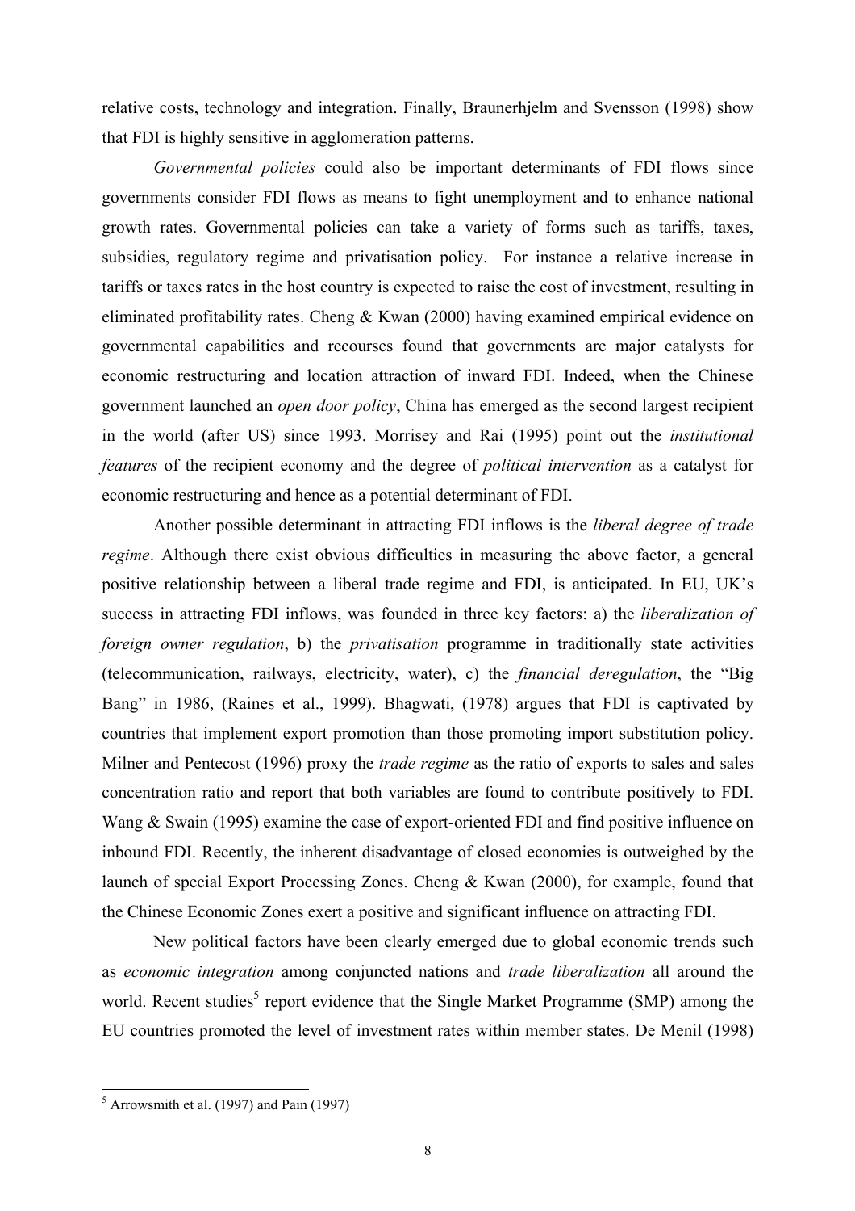relative costs, technology and integration. Finally, Braunerhjelm and Svensson (1998) show that FDI is highly sensitive in agglomeration patterns.

*Governmental policies* could also be important determinants of FDI flows since governments consider FDI flows as means to fight unemployment and to enhance national growth rates. Governmental policies can take a variety of forms such as tariffs, taxes, subsidies, regulatory regime and privatisation policy. For instance a relative increase in tariffs or taxes rates in the host country is expected to raise the cost of investment, resulting in eliminated profitability rates. Cheng & Kwan (2000) having examined empirical evidence on governmental capabilities and recourses found that governments are major catalysts for economic restructuring and location attraction of inward FDI. Indeed, when the Chinese government launched an *open door policy*, China has emerged as the second largest recipient in the world (after US) since 1993. Morrisey and Rai (1995) point out the *institutional features* of the recipient economy and the degree of *political intervention* as a catalyst for economic restructuring and hence as a potential determinant of FDI.

Another possible determinant in attracting FDI inflows is the *liberal degree of trade regime*. Although there exist obvious difficulties in measuring the above factor, a general positive relationship between a liberal trade regime and FDI, is anticipated. In EU, UK's success in attracting FDI inflows, was founded in three key factors: a) the *liberalization of foreign owner regulation*, b) the *privatisation* programme in traditionally state activities (telecommunication, railways, electricity, water), c) the *financial deregulation*, the "Big Bang" in 1986, (Raines et al., 1999). Bhagwati, (1978) argues that FDI is captivated by countries that implement export promotion than those promoting import substitution policy. Milner and Pentecost (1996) proxy the *trade regime* as the ratio of exports to sales and sales concentration ratio and report that both variables are found to contribute positively to FDI. Wang & Swain (1995) examine the case of export-oriented FDI and find positive influence on inbound FDI. Recently, the inherent disadvantage of closed economies is outweighed by the launch of special Export Processing Zones. Cheng & Kwan (2000), for example, found that the Chinese Economic Zones exert a positive and significant influence on attracting FDI.

New political factors have been clearly emerged due to global economic trends such as *economic integration* among conjuncted nations and *trade liberalization* all around the world. Recent studies[5] report evidence that the Single Market Programme (SMP) among the EU countries promoted the level of investment rates within member states. De Menil (1998)

[5] Arrowsmith et al. (1997) and Pain (1997)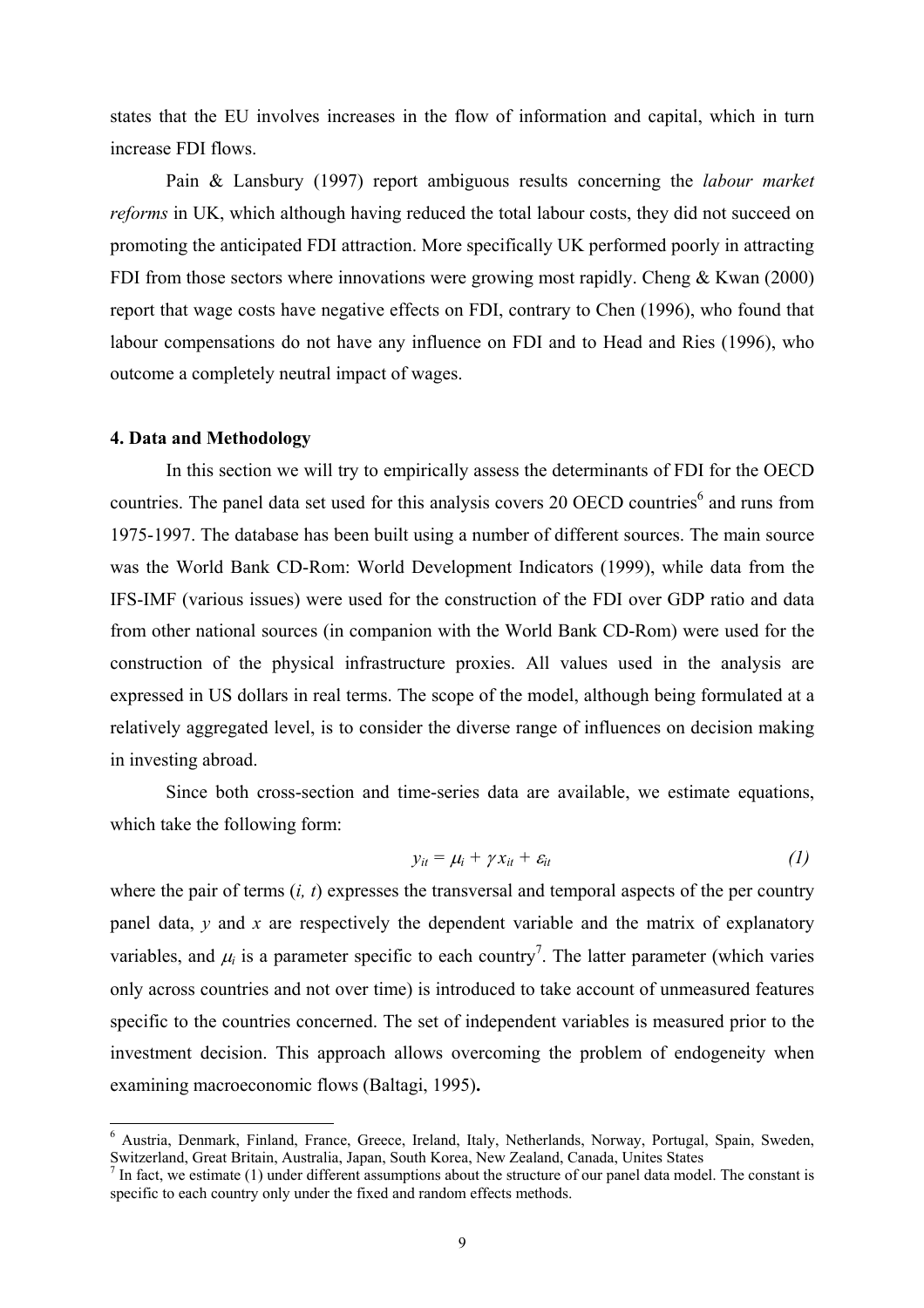states that the EU involves increases in the flow of information and capital, which in turn increase FDI flows.

Pain & Lansbury (1997) report ambiguous results concerning the *labour market reforms* in UK, which although having reduced the total labour costs, they did not succeed on promoting the anticipated FDI attraction. More specifically UK performed poorly in attracting FDI from those sectors where innovations were growing most rapidly. Cheng & Kwan (2000) report that wage costs have negative effects on FDI, contrary to Chen (1996), who found that labour compensations do not have any influence on FDI and to Head and Ries (1996), who outcome a completely neutral impact of wages.

### 4. Data and Methodology

In this section we will try to empirically assess the determinants of FDI for the OECD countries. The panel data set used for this analysis covers 20 OECD countries[6] and runs from 1975-1997. The database has been built using a number of different sources. The main source was the World Bank CD-Rom: World Development Indicators (1999), while data from the IFS-IMF (various issues) were used for the construction of the FDI over GDP ratio and data from other national sources (in companion with the World Bank CD-Rom) were used for the construction of the physical infrastructure proxies. All values used in the analysis are expressed in US dollars in real terms. The scope of the model, although being formulated at a relatively aggregated level, is to consider the diverse range of influences on decision making in investing abroad.

Since both cross-section and time-series data are available, we estimate equations, which take the following form:

$$y_{it} = \mu_i + \gamma x_{it} + \varepsilon_{it} \tag{1}$$

where the pair of terms $(i, t)$ expresses the transversal and temporal aspects of the per country panel data, $y$ and $x$ are respectively the dependent variable and the matrix of explanatory variables, and $\mu_i$ is a parameter specific to each country[7]. The latter parameter (which varies only across countries and not over time) is introduced to take account of unmeasured features specific to the countries concerned. The set of independent variables is measured prior to the investment decision. This approach allows overcoming the problem of endogeneity when examining macroeconomic flows (Baltagi, 1995)**.**

---

[6] Austria, Denmark, Finland, France, Greece, Ireland, Italy, Netherlands, Norway, Portugal, Spain, Sweden, Switzerland, Great Britain, Australia, Japan, South Korea, New Zealand, Canada, Unites States

[7] In fact, we estimate (1) under different assumptions about the structure of our panel data model. The constant is specific to each country only under the fixed and random effects methods.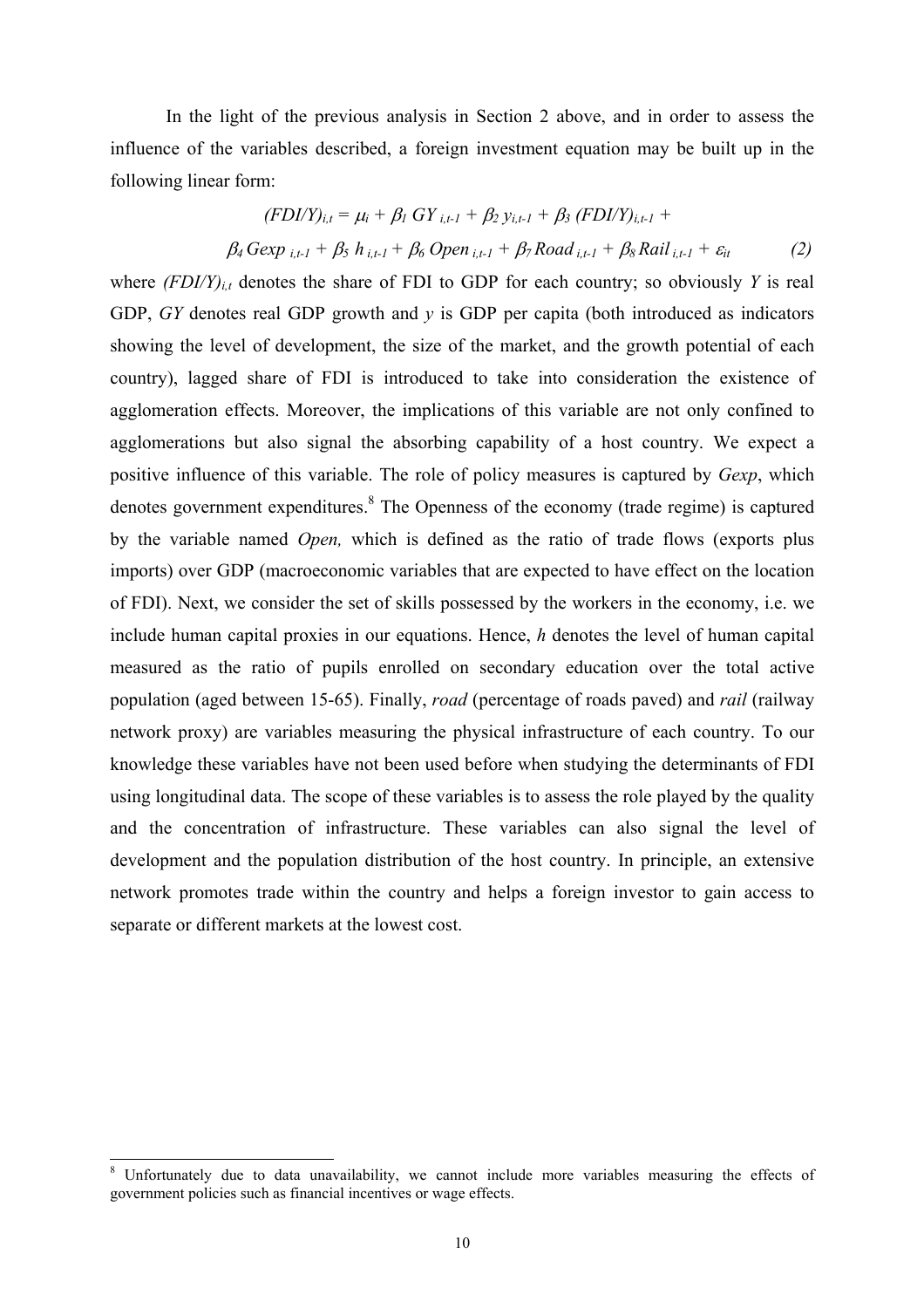In the light of the previous analysis in Section 2 above, and in order to assess the influence of the variables described, a foreign investment equation may be built up in the following linear form:

$$(FDI/Y)_{i,t} = \mu_i + \beta_1 \, GY_{i,t-1} + \beta_2 \, y_{i,t-1} + \beta_3 \, (FDI/Y)_{i,t-1} + \beta_4 \, Gexp_{i,t-1} + \beta_5 \, h_{i,t-1} + \beta_6 \, Open_{i,t-1} + \beta_7 \, Road_{i,t-1} + \beta_8 \, Rail_{i,t-1} + \varepsilon_{it} \qquad (2)$$

where $(FDI/Y)_{i,t}$ denotes the share of FDI to GDP for each country; so obviously $Y$ is real GDP, $GY$ denotes real GDP growth and $y$ is GDP per capita (both introduced as indicators showing the level of development, the size of the market, and the growth potential of each country), lagged share of FDI is introduced to take into consideration the existence of agglomeration effects. Moreover, the implications of this variable are not only confined to agglomerations but also signal the absorbing capability of a host country. We expect a positive influence of this variable. The role of policy measures is captured by *Gexp*, which denotes government expenditures.[8] The Openness of the economy (trade regime) is captured by the variable named *Open,* which is defined as the ratio of trade flows (exports plus imports) over GDP (macroeconomic variables that are expected to have effect on the location of FDI). Next, we consider the set of skills possessed by the workers in the economy, i.e. we include human capital proxies in our equations. Hence, $h$ denotes the level of human capital measured as the ratio of pupils enrolled on secondary education over the total active population (aged between 15-65). Finally, *road* (percentage of roads paved) and *rail* (railway network proxy) are variables measuring the physical infrastructure of each country. To our knowledge these variables have not been used before when studying the determinants of FDI using longitudinal data. The scope of these variables is to assess the role played by the quality and the concentration of infrastructure. These variables can also signal the level of development and the population distribution of the host country. In principle, an extensive network promotes trade within the country and helps a foreign investor to gain access to separate or different markets at the lowest cost.

[8] Unfortunately due to data unavailability, we cannot include more variables measuring the effects of government policies such as financial incentives or wage effects.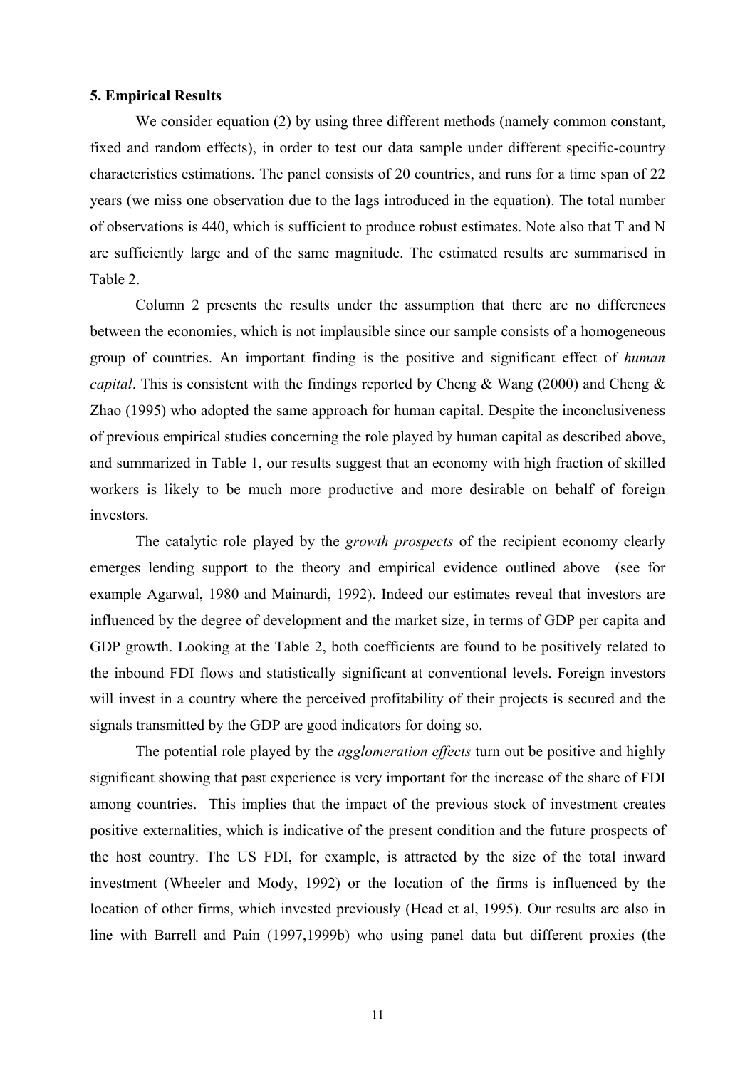### 5. Empirical Results

We consider equation (2) by using three different methods (namely common constant, fixed and random effects), in order to test our data sample under different specific-country characteristics estimations. The panel consists of 20 countries, and runs for a time span of 22 years (we miss one observation due to the lags introduced in the equation). The total number of observations is 440, which is sufficient to produce robust estimates. Note also that T and N are sufficiently large and of the same magnitude. The estimated results are summarised in Table 2.

Column 2 presents the results under the assumption that there are no differences between the economies, which is not implausible since our sample consists of a homogeneous group of countries. An important finding is the positive and significant effect of *human capital*. This is consistent with the findings reported by Cheng & Wang (2000) and Cheng & Zhao (1995) who adopted the same approach for human capital. Despite the inconclusiveness of previous empirical studies concerning the role played by human capital as described above, and summarized in Table 1, our results suggest that an economy with high fraction of skilled workers is likely to be much more productive and more desirable on behalf of foreign investors.

The catalytic role played by the *growth prospects* of the recipient economy clearly emerges lending support to the theory and empirical evidence outlined above (see for example Agarwal, 1980 and Mainardi, 1992). Indeed our estimates reveal that investors are influenced by the degree of development and the market size, in terms of GDP per capita and GDP growth. Looking at the Table 2, both coefficients are found to be positively related to the inbound FDI flows and statistically significant at conventional levels. Foreign investors will invest in a country where the perceived profitability of their projects is secured and the signals transmitted by the GDP are good indicators for doing so.

The potential role played by the *agglomeration effects* turn out be positive and highly significant showing that past experience is very important for the increase of the share of FDI among countries. This implies that the impact of the previous stock of investment creates positive externalities, which is indicative of the present condition and the future prospects of the host country. The US FDI, for example, is attracted by the size of the total inward investment (Wheeler and Mody, 1992) or the location of the firms is influenced by the location of other firms, which invested previously (Head et al, 1995). Our results are also in line with Barrell and Pain (1997,1999b) who using panel data but different proxies (the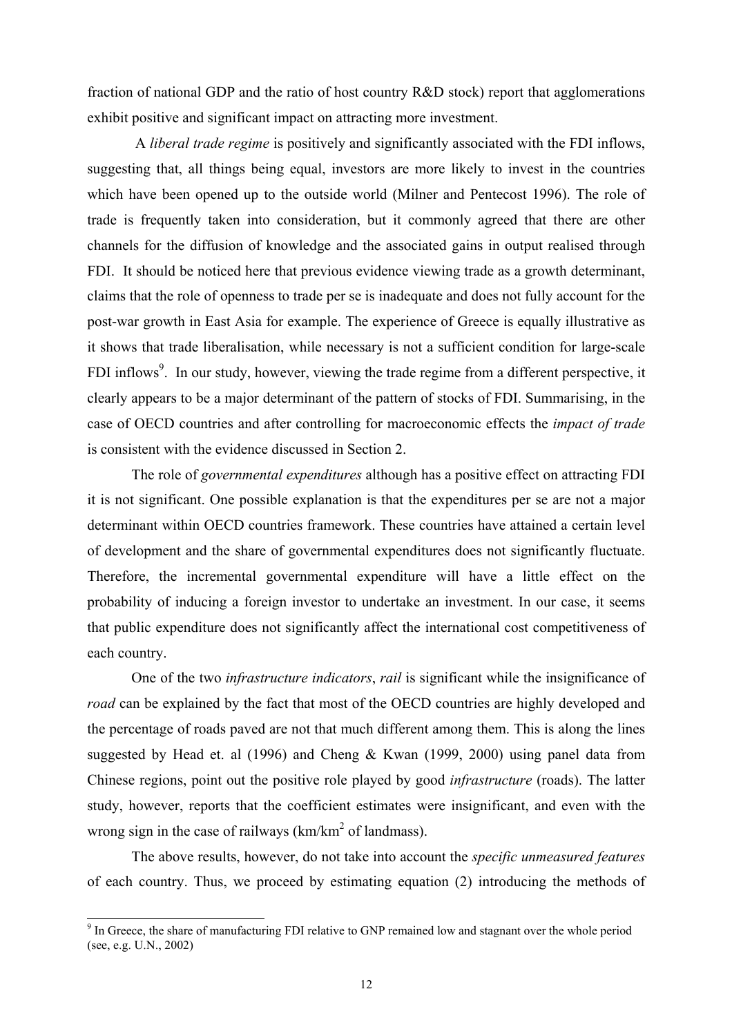fraction of national GDP and the ratio of host country R&D stock) report that agglomerations exhibit positive and significant impact on attracting more investment.

A *liberal trade regime* is positively and significantly associated with the FDI inflows, suggesting that, all things being equal, investors are more likely to invest in the countries which have been opened up to the outside world (Milner and Pentecost 1996). The role of trade is frequently taken into consideration, but it commonly agreed that there are other channels for the diffusion of knowledge and the associated gains in output realised through FDI. It should be noticed here that previous evidence viewing trade as a growth determinant, claims that the role of openness to trade per se is inadequate and does not fully account for the post-war growth in East Asia for example. The experience of Greece is equally illustrative as it shows that trade liberalisation, while necessary is not a sufficient condition for large-scale FDI inflows[9]. In our study, however, viewing the trade regime from a different perspective, it clearly appears to be a major determinant of the pattern of stocks of FDI. Summarising, in the case of OECD countries and after controlling for macroeconomic effects the *impact of trade* is consistent with the evidence discussed in Section 2.

The role of *governmental expenditures* although has a positive effect on attracting FDI it is not significant. One possible explanation is that the expenditures per se are not a major determinant within OECD countries framework. These countries have attained a certain level of development and the share of governmental expenditures does not significantly fluctuate. Therefore, the incremental governmental expenditure will have a little effect on the probability of inducing a foreign investor to undertake an investment. In our case, it seems that public expenditure does not significantly affect the international cost competitiveness of each country.

One of the two *infrastructure indicators*, *rail* is significant while the insignificance of *road* can be explained by the fact that most of the OECD countries are highly developed and the percentage of roads paved are not that much different among them. This is along the lines suggested by Head et. al (1996) and Cheng & Kwan (1999, 2000) using panel data from Chinese regions, point out the positive role played by good *infrastructure* (roads). The latter study, however, reports that the coefficient estimates were insignificant, and even with the wrong sign in the case of railways (km/km$^2$ of landmass).

The above results, however, do not take into account the *specific unmeasured features* of each country. Thus, we proceed by estimating equation (2) introducing the methods of

---

[9] In Greece, the share of manufacturing FDI relative to GNP remained low and stagnant over the whole period (see, e.g. U.N., 2002)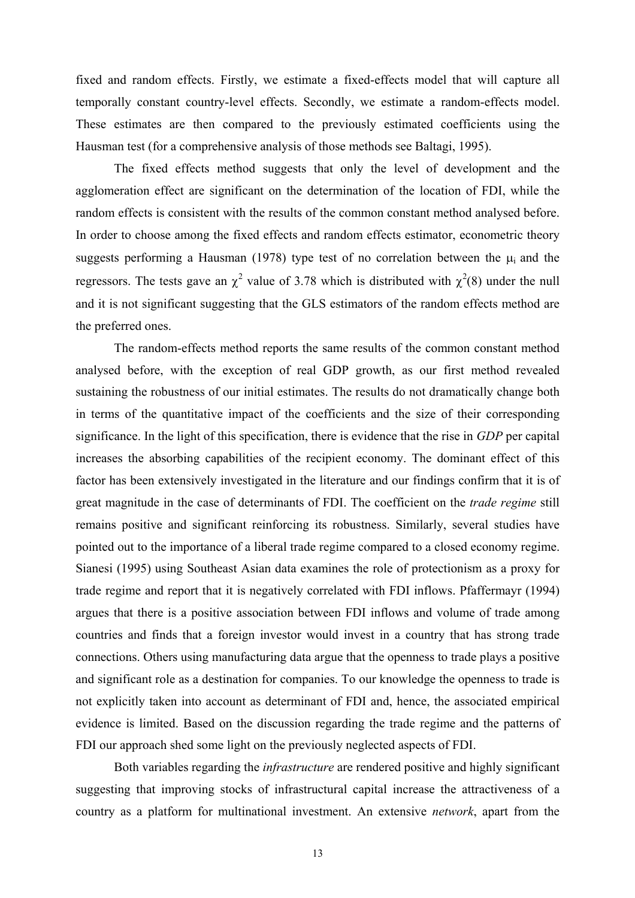fixed and random effects. Firstly, we estimate a fixed-effects model that will capture all temporally constant country-level effects. Secondly, we estimate a random-effects model. These estimates are then compared to the previously estimated coefficients using the Hausman test (for a comprehensive analysis of those methods see Baltagi, 1995).

The fixed effects method suggests that only the level of development and the agglomeration effect are significant on the determination of the location of FDI, while the random effects is consistent with the results of the common constant method analysed before. In order to choose among the fixed effects and random effects estimator, econometric theory suggests performing a Hausman (1978) type test of no correlation between the $\mu_i$ and the regressors. The tests gave an $\chi^2$ value of 3.78 which is distributed with $\chi^2(8)$ under the null and it is not significant suggesting that the GLS estimators of the random effects method are the preferred ones.

The random-effects method reports the same results of the common constant method analysed before, with the exception of real GDP growth, as our first method revealed sustaining the robustness of our initial estimates. The results do not dramatically change both in terms of the quantitative impact of the coefficients and the size of their corresponding significance. In the light of this specification, there is evidence that the rise in *GDP* per capital increases the absorbing capabilities of the recipient economy. The dominant effect of this factor has been extensively investigated in the literature and our findings confirm that it is of great magnitude in the case of determinants of FDI. The coefficient on the *trade regime* still remains positive and significant reinforcing its robustness. Similarly, several studies have pointed out to the importance of a liberal trade regime compared to a closed economy regime. Sianesi (1995) using Southeast Asian data examines the role of protectionism as a proxy for trade regime and report that it is negatively correlated with FDI inflows. Pfaffermayr (1994) argues that there is a positive association between FDI inflows and volume of trade among countries and finds that a foreign investor would invest in a country that has strong trade connections. Others using manufacturing data argue that the openness to trade plays a positive and significant role as a destination for companies. To our knowledge the openness to trade is not explicitly taken into account as determinant of FDI and, hence, the associated empirical evidence is limited. Based on the discussion regarding the trade regime and the patterns of FDI our approach shed some light on the previously neglected aspects of FDI.

Both variables regarding the *infrastructure* are rendered positive and highly significant suggesting that improving stocks of infrastructural capital increase the attractiveness of a country as a platform for multinational investment. An extensive *network*, apart from the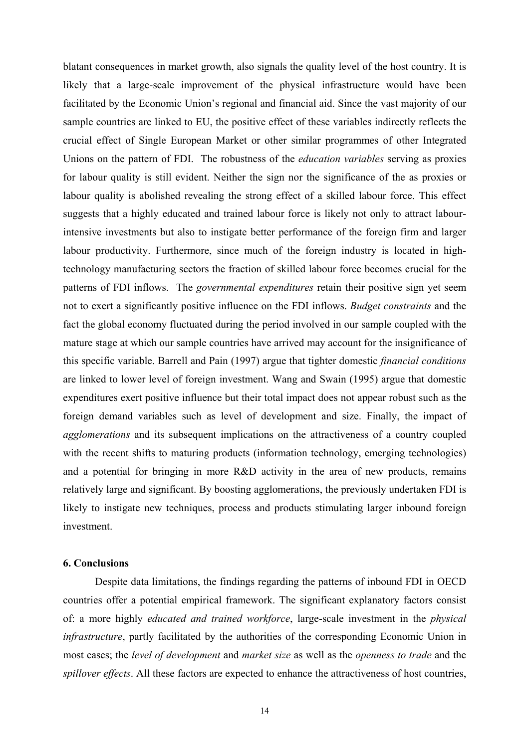blatant consequences in market growth, also signals the quality level of the host country. It is likely that a large-scale improvement of the physical infrastructure would have been facilitated by the Economic Union's regional and financial aid. Since the vast majority of our sample countries are linked to EU, the positive effect of these variables indirectly reflects the crucial effect of Single European Market or other similar programmes of other Integrated Unions on the pattern of FDI. The robustness of the *education variables* serving as proxies for labour quality is still evident. Neither the sign nor the significance of the as proxies or labour quality is abolished revealing the strong effect of a skilled labour force. This effect suggests that a highly educated and trained labour force is likely not only to attract labour-intensive investments but also to instigate better performance of the foreign firm and larger labour productivity. Furthermore, since much of the foreign industry is located in high-technology manufacturing sectors the fraction of skilled labour force becomes crucial for the patterns of FDI inflows. The *governmental expenditures* retain their positive sign yet seem not to exert a significantly positive influence on the FDI inflows. *Budget constraints* and the fact the global economy fluctuated during the period involved in our sample coupled with the mature stage at which our sample countries have arrived may account for the insignificance of this specific variable. Barrell and Pain (1997) argue that tighter domestic *financial conditions* are linked to lower level of foreign investment. Wang and Swain (1995) argue that domestic expenditures exert positive influence but their total impact does not appear robust such as the foreign demand variables such as level of development and size. Finally, the impact of *agglomerations* and its subsequent implications on the attractiveness of a country coupled with the recent shifts to maturing products (information technology, emerging technologies) and a potential for bringing in more R&D activity in the area of new products, remains relatively large and significant. By boosting agglomerations, the previously undertaken FDI is likely to instigate new techniques, process and products stimulating larger inbound foreign investment.

## 6. Conclusions

Despite data limitations, the findings regarding the patterns of inbound FDI in OECD countries offer a potential empirical framework. The significant explanatory factors consist of: a more highly *educated and trained workforce*, large-scale investment in the *physical infrastructure*, partly facilitated by the authorities of the corresponding Economic Union in most cases; the *level of development* and *market size* as well as the *openness to trade* and the *spillover effects*. All these factors are expected to enhance the attractiveness of host countries,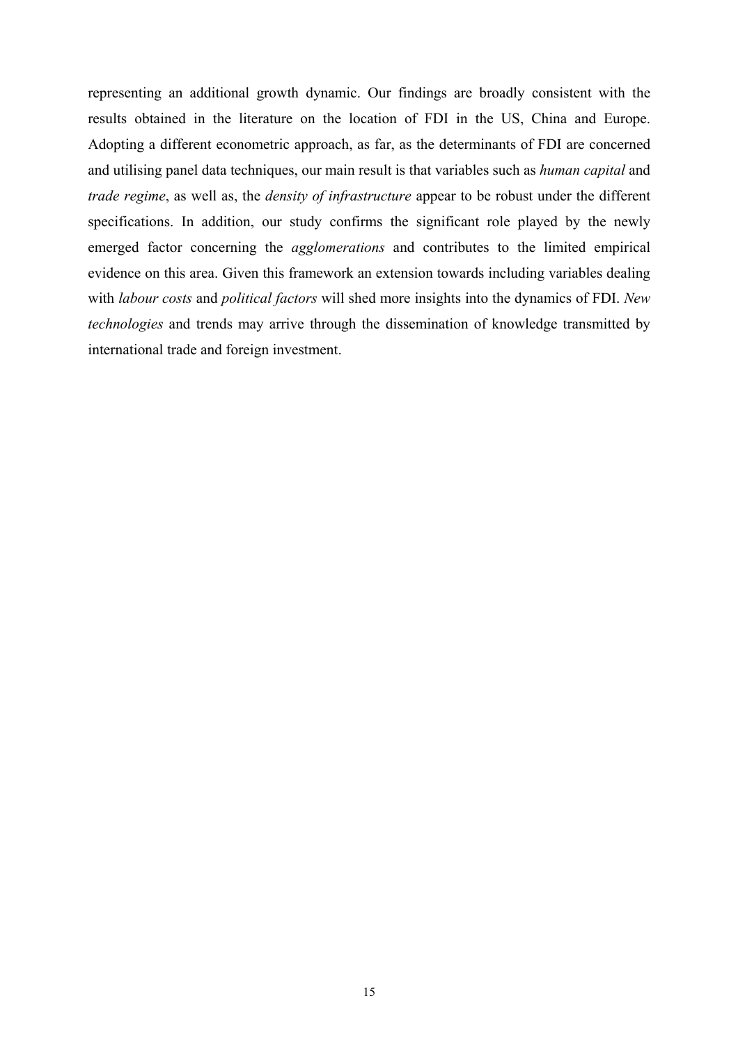representing an additional growth dynamic. Our findings are broadly consistent with the results obtained in the literature on the location of FDI in the US, China and Europe. Adopting a different econometric approach, as far, as the determinants of FDI are concerned and utilising panel data techniques, our main result is that variables such as *human capital* and *trade regime*, as well as, the *density of infrastructure* appear to be robust under the different specifications. In addition, our study confirms the significant role played by the newly emerged factor concerning the *agglomerations* and contributes to the limited empirical evidence on this area. Given this framework an extension towards including variables dealing with *labour costs* and *political factors* will shed more insights into the dynamics of FDI. *New technologies* and trends may arrive through the dissemination of knowledge transmitted by international trade and foreign investment.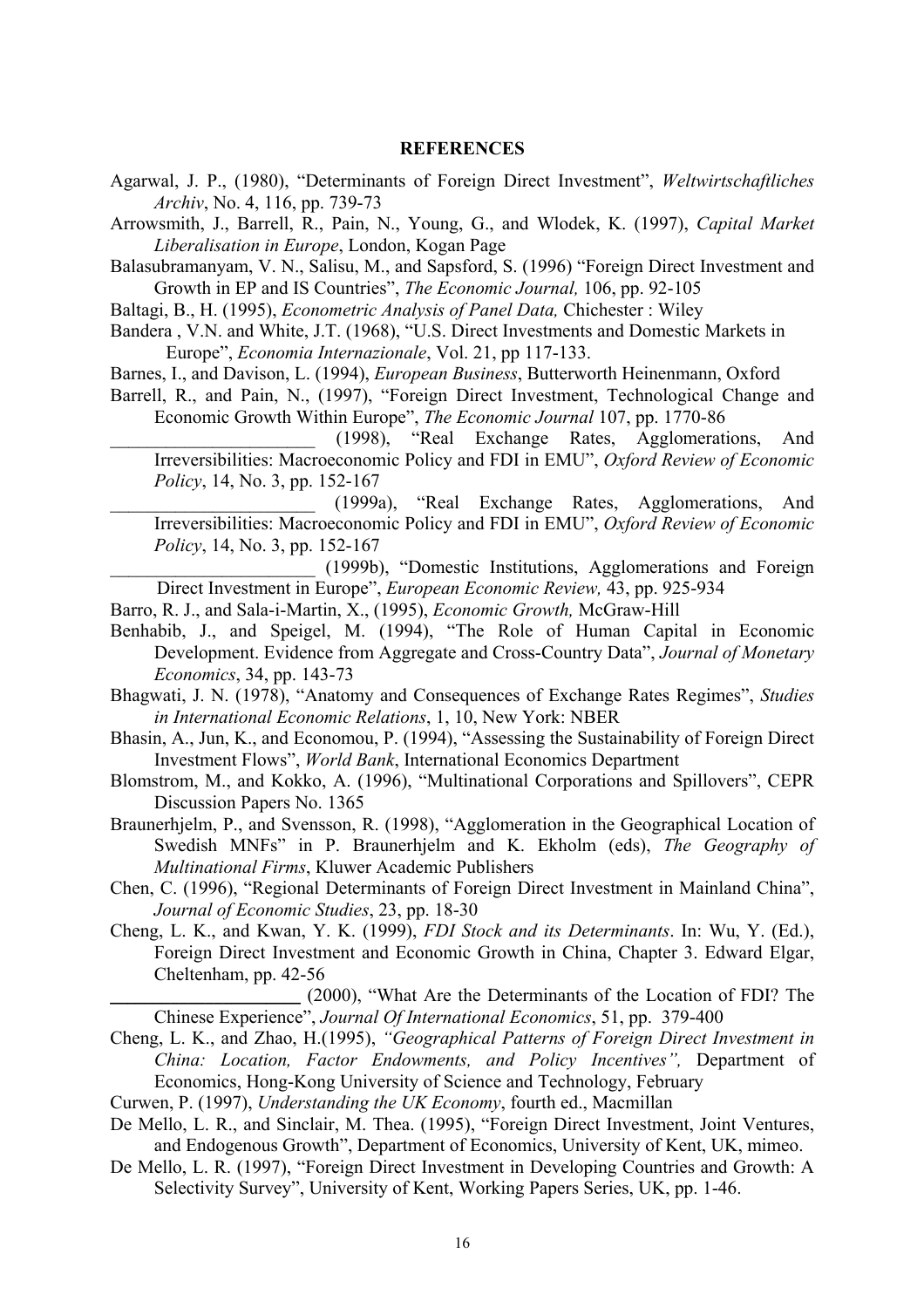**REFERENCES**

Agarwal, J. P., (1980), "Determinants of Foreign Direct Investment", *Weltwirtschaftliches Archiv*, No. 4, 116, pp. 739-73

Arrowsmith, J., Barrell, R., Pain, N., Young, G., and Wlodek, K. (1997), *Capital Market Liberalisation in Europe*, London, Kogan Page

Balasubramanyam, V. N., Salisu, M., and Sapsford, S. (1996) "Foreign Direct Investment and Growth in EP and IS Countries", *The Economic Journal,* 106, pp. 92-105

Baltagi, B., H. (1995), *Econometric Analysis of Panel Data,* Chichester : Wiley

Bandera , V.N. and White, J.T. (1968), "U.S. Direct Investments and Domestic Markets in Europe", *Economia Internazionale*, Vol. 21, pp 117-133.

Barnes, I., and Davison, L. (1994), *European Business*, Butterworth Heinenmann, Oxford

Barrell, R., and Pain, N., (1997), "Foreign Direct Investment, Technological Change and Economic Growth Within Europe", *The Economic Journal* 107, pp. 1770-86

_______________________ (1998), "Real Exchange Rates, Agglomerations, And Irreversibilities: Macroeconomic Policy and FDI in EMU", *Oxford Review of Economic Policy*, 14, No. 3, pp. 152-167

_______________________ (1999a), "Real Exchange Rates, Agglomerations, And Irreversibilities: Macroeconomic Policy and FDI in EMU", *Oxford Review of Economic Policy*, 14, No. 3, pp. 152-167

_______________________ (1999b), "Domestic Institutions, Agglomerations and Foreign Direct Investment in Europe", *European Economic Review,* 43, pp. 925-934

Barro, R. J., and Sala-i-Martin, X., (1995), *Economic Growth,* McGraw-Hill

Benhabib, J., and Speigel, M. (1994), "The Role of Human Capital in Economic Development. Evidence from Aggregate and Cross-Country Data", *Journal of Monetary Economics*, 34, pp. 143-73

Bhagwati, J. N. (1978), "Anatomy and Consequences of Exchange Rates Regimes", *Studies in International Economic Relations*, 1, 10, New York: NBER

Bhasin, A., Jun, K., and Economou, P. (1994), "Assessing the Sustainability of Foreign Direct Investment Flows", *World Bank*, International Economics Department

Blomstrom, M., and Kokko, A. (1996), "Multinational Corporations and Spillovers", CEPR Discussion Papers No. 1365

Braunerhjelm, P., and Svensson, R. (1998), "Agglomeration in the Geographical Location of Swedish MNFs" in P. Braunerhjelm and K. Ekholm (eds), *The Geography of Multinational Firms*, Kluwer Academic Publishers

Chen, C. (1996), "Regional Determinants of Foreign Direct Investment in Mainland China", *Journal of Economic Studies*, 23, pp. 18-30

Cheng, L. K., and Kwan, Y. K. (1999), *FDI Stock and its Determinants*. In: Wu, Y. (Ed.), Foreign Direct Investment and Economic Growth in China, Chapter 3. Edward Elgar, Cheltenham, pp. 42-56

_____________________ (2000), "What Are the Determinants of the Location of FDI? The Chinese Experience", *Journal Of International Economics*, 51, pp. 379-400

Cheng, L. K., and Zhao, H.(1995), *"Geographical Patterns of Foreign Direct Investment in China: Location, Factor Endowments, and Policy Incentives",* Department of Economics, Hong-Kong University of Science and Technology, February

Curwen, P. (1997), *Understanding the UK Economy*, fourth ed., Macmillan

De Mello, L. R., and Sinclair, M. Thea. (1995), "Foreign Direct Investment, Joint Ventures, and Endogenous Growth", Department of Economics, University of Kent, UK, mimeo.

De Mello, L. R. (1997), "Foreign Direct Investment in Developing Countries and Growth: A Selectivity Survey", University of Kent, Working Papers Series, UK, pp. 1-46.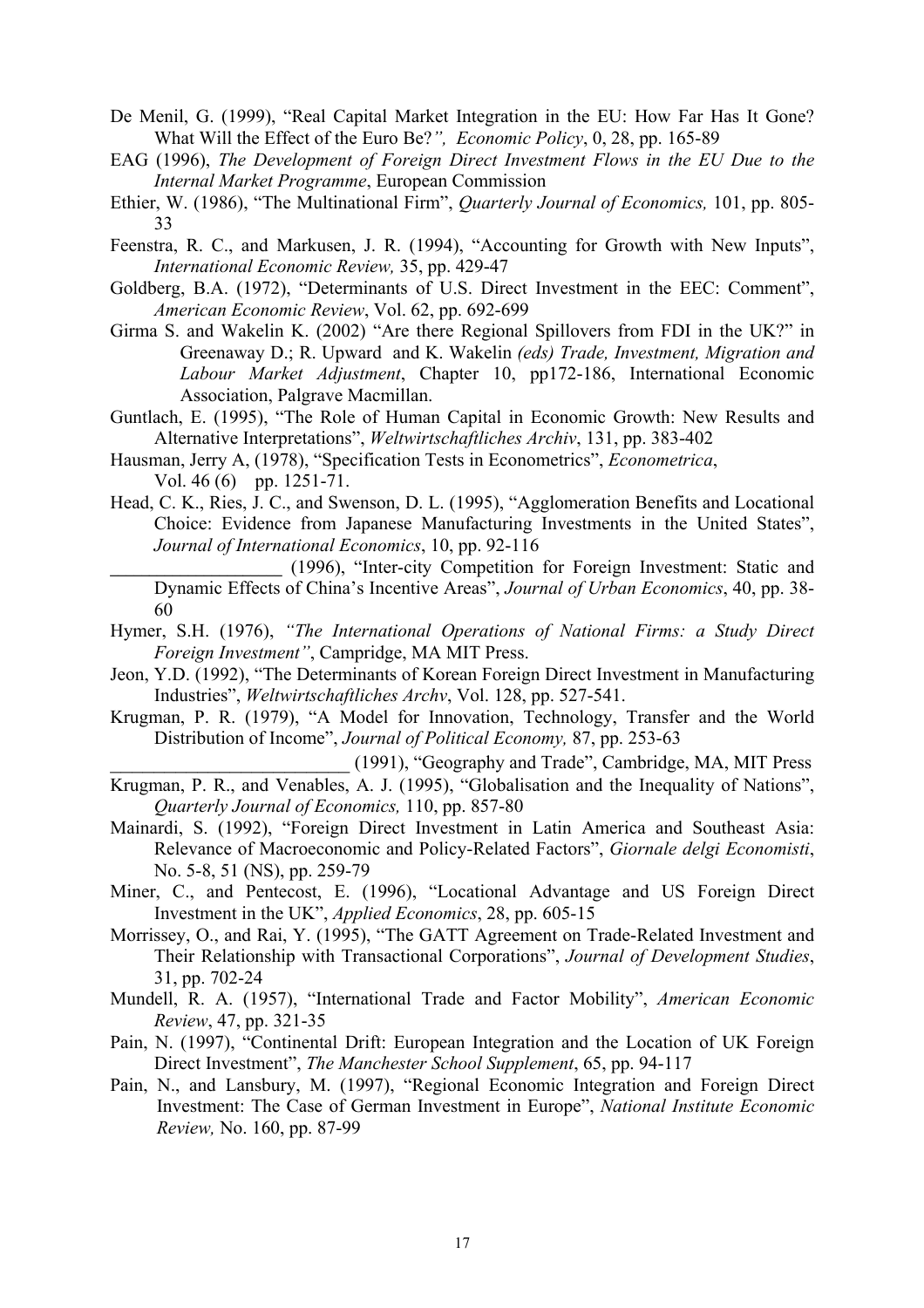De Menil, G. (1999), "Real Capital Market Integration in the EU: How Far Has It Gone? What Will the Effect of the Euro Be?", *Economic Policy*, 0, 28, pp. 165-89

EAG (1996), *The Development of Foreign Direct Investment Flows in the EU Due to the Internal Market Programme*, European Commission

Ethier, W. (1986), "The Multinational Firm", *Quarterly Journal of Economics,* 101, pp. 805-33

Feenstra, R. C., and Markusen, J. R. (1994), "Accounting for Growth with New Inputs", *International Economic Review,* 35, pp. 429-47

Goldberg, B.A. (1972), "Determinants of U.S. Direct Investment in the EEC: Comment", *American Economic Review*, Vol. 62, pp. 692-699

Girma S. and Wakelin K. (2002) "Are there Regional Spillovers from FDI in the UK?" in Greenaway D.; R. Upward and K. Wakelin *(eds) Trade, Investment, Migration and Labour Market Adjustment*, Chapter 10, pp172-186, International Economic Association, Palgrave Macmillan.

Guntlach, E. (1995), "The Role of Human Capital in Economic Growth: New Results and Alternative Interpretations", *Weltwirtschaftliches Archiv*, 131, pp. 383-402

Hausman, Jerry A, (1978), "Specification Tests in Econometrics", *Econometrica*, Vol. 46 (6) pp. 1251-71.

Head, C. K., Ries, J. C., and Swenson, D. L. (1995), "Agglomeration Benefits and Locational Choice: Evidence from Japanese Manufacturing Investments in the United States", *Journal of International Economics*, 10, pp. 92-116

\_\_\_\_\_\_\_\_\_\_\_\_\_\_\_\_\_\_ (1996), "Inter-city Competition for Foreign Investment: Static and Dynamic Effects of China's Incentive Areas", *Journal of Urban Economics*, 40, pp. 38-60

Hymer, S.H. (1976), *"The International Operations of National Firms: a Study Direct Foreign Investment"*, Campridge, MA MIT Press.

Jeon, Y.D. (1992), "The Determinants of Korean Foreign Direct Investment in Manufacturing Industries", *Weltwirtschaftliches Archv*, Vol. 128, pp. 527-541.

Krugman, P. R. (1979), "A Model for Innovation, Technology, Transfer and the World Distribution of Income", *Journal of Political Economy,* 87, pp. 253-63

\_\_\_\_\_\_\_\_\_\_\_\_\_\_\_\_\_\_\_\_\_\_\_\_\_ (1991), "Geography and Trade", Cambridge, MA, MIT Press

Krugman, P. R., and Venables, A. J. (1995), "Globalisation and the Inequality of Nations", *Quarterly Journal of Economics,* 110, pp. 857-80

Mainardi, S. (1992), "Foreign Direct Investment in Latin America and Southeast Asia: Relevance of Macroeconomic and Policy-Related Factors", *Giornale delgi Economisti*, No. 5-8, 51 (NS), pp. 259-79

Miner, C., and Pentecost, E. (1996), "Locational Advantage and US Foreign Direct Investment in the UK", *Applied Economics*, 28, pp. 605-15

Morrissey, O., and Rai, Y. (1995), "The GATT Agreement on Trade-Related Investment and Their Relationship with Transactional Corporations", *Journal of Development Studies*, 31, pp. 702-24

Mundell, R. A. (1957), "International Trade and Factor Mobility", *American Economic Review*, 47, pp. 321-35

Pain, N. (1997), "Continental Drift: European Integration and the Location of UK Foreign Direct Investment", *The Manchester School Supplement*, 65, pp. 94-117

Pain, N., and Lansbury, M. (1997), "Regional Economic Integration and Foreign Direct Investment: The Case of German Investment in Europe", *National Institute Economic Review,* No. 160, pp. 87-99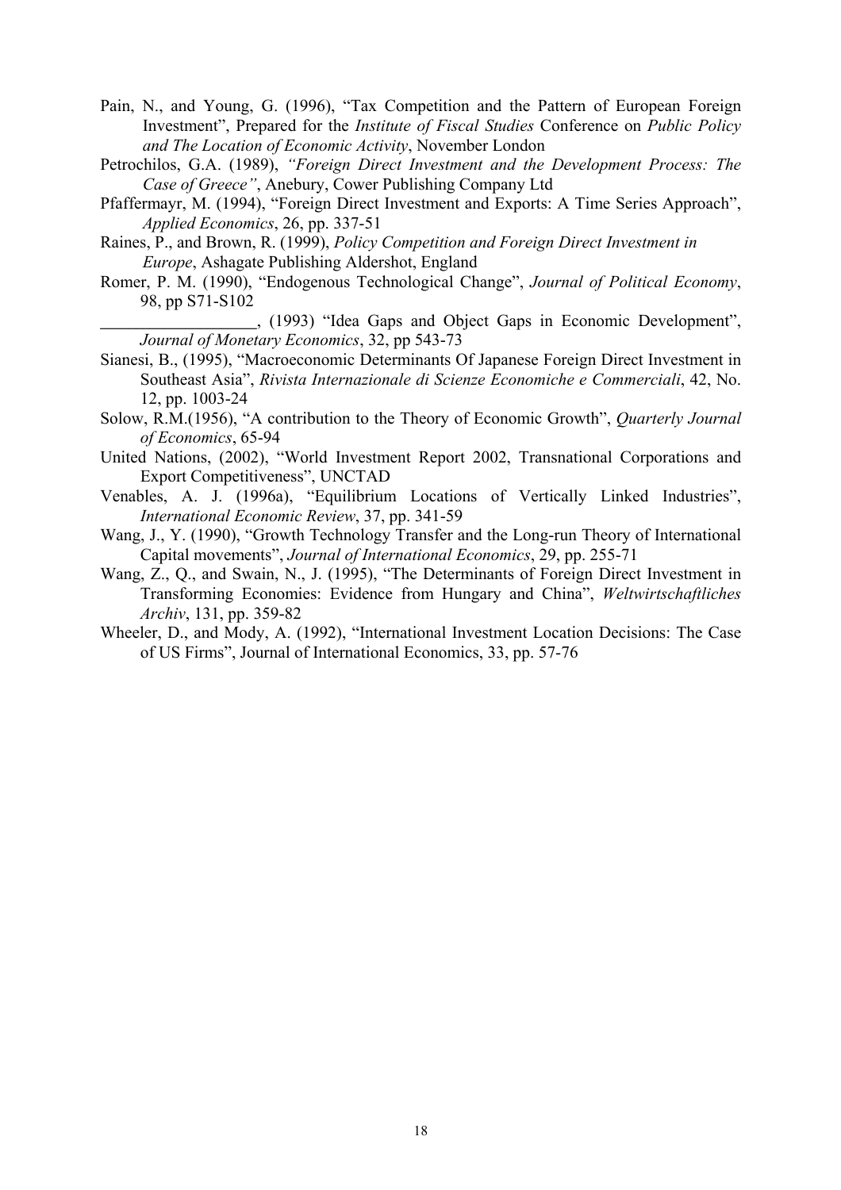Pain, N., and Young, G. (1996), "Tax Competition and the Pattern of European Foreign Investment", Prepared for the *Institute of Fiscal Studies* Conference on *Public Policy and The Location of Economic Activity*, November London

Petrochilos, G.A. (1989), *"Foreign Direct Investment and the Development Process: The Case of Greece"*, Anebury, Cower Publishing Company Ltd

Pfaffermayr, M. (1994), "Foreign Direct Investment and Exports: A Time Series Approach", *Applied Economics*, 26, pp. 337-51

Raines, P., and Brown, R. (1999), *Policy Competition and Foreign Direct Investment in Europe*, Ashagate Publishing Aldershot, England

Romer, P. M. (1990), "Endogenous Technological Change", *Journal of Political Economy*, 98, pp S71-S102

__________________, (1993) "Idea Gaps and Object Gaps in Economic Development", *Journal of Monetary Economics*, 32, pp 543-73

Sianesi, B., (1995), "Macroeconomic Determinants Of Japanese Foreign Direct Investment in Southeast Asia", *Rivista Internazionale di Scienze Economiche e Commerciali*, 42, No. 12, pp. 1003-24

Solow, R.M.(1956), "A contribution to the Theory of Economic Growth", *Quarterly Journal of Economics*, 65-94

United Nations, (2002), "World Investment Report 2002, Transnational Corporations and Export Competitiveness", UNCTAD

Venables, A. J. (1996a), "Equilibrium Locations of Vertically Linked Industries", *International Economic Review*, 37, pp. 341-59

Wang, J., Y. (1990), "Growth Technology Transfer and the Long-run Theory of International Capital movements", *Journal of International Economics*, 29, pp. 255-71

Wang, Z., Q., and Swain, N., J. (1995), "The Determinants of Foreign Direct Investment in Transforming Economies: Evidence from Hungary and China", *Weltwirtschaftliches Archiv*, 131, pp. 359-82

Wheeler, D., and Mody, A. (1992), "International Investment Location Decisions: The Case of US Firms", Journal of International Economics, 33, pp. 57-76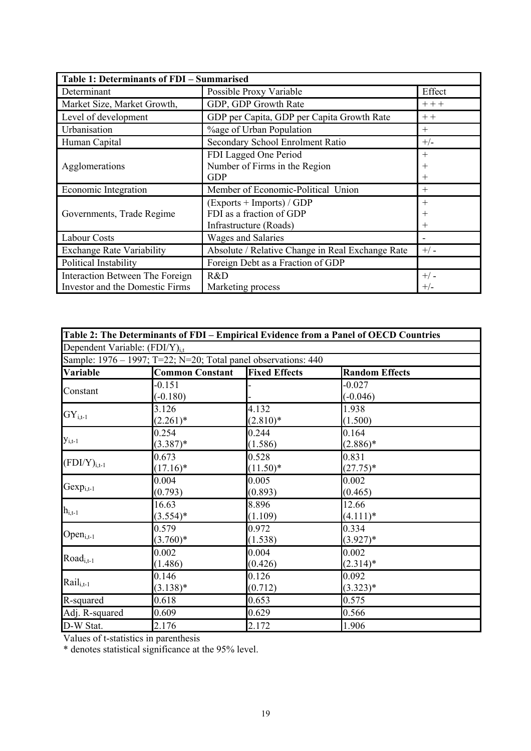| Table 1: Determinants of FDI – Summarised | | |
|---|---|---|
| Determinant | Possible Proxy Variable | Effect |
| Market Size, Market Growth, | GDP, GDP Growth Rate | + + + |
| Level of development | GDP per Capita, GDP per Capita Growth Rate | + + |
| Urbanisation | %age of Urban Population | + |
| Human Capital | Secondary School Enrolment Ratio | +/- |
| Agglomerations | FDI Lagged One Period<br>Number of Firms in the Region<br>GDP | +<br>+<br>+ |
| Economic Integration | Member of Economic-Political Union | + |
| Governments, Trade Regime | (Exports + Imports) / GDP<br>FDI as a fraction of GDP<br>Infrastructure (Roads) | +<br>+<br>+ |
| Labour Costs | Wages and Salaries | - |
| Exchange Rate Variability | Absolute / Relative Change in Real Exchange Rate | +/ - |
| Political Instability | Foreign Debt as a Fraction of GDP | |
| Interaction Between The Foreign Investor and the Domestic Firms | R&D<br>Marketing process | +/ -<br>+/- |

| Table 2: The Determinants of FDI – Empirical Evidence from a Panel of OECD Countries | | | |
|---|---|---|---|
| Dependent Variable: $(FDI/Y)_{i,t}$ | | | |
| Sample: 1976 – 1997; T=22; N=20; Total panel observations: 440 | | | |
| **Variable** | **Common Constant** | **Fixed Effects** | **Random Effects** |
| Constant | -0.151<br>(-0.180) | -<br>- | -0.027<br>(-0.046) |
| $GY_{i,t-1}$ | 3.126<br>(2.261)* | 4.132<br>(2.810)* | 1.938<br>(1.500) |
| $y_{i,t-1}$ | 0.254<br>(3.387)* | 0.244<br>(1.586) | 0.164<br>(2.886)* |
| $(FDI/Y)_{i,t-1}$ | 0.673<br>(17.16)* | 0.528<br>(11.50)* | 0.831<br>(27.75)* |
| $Gexp_{i,t-1}$ | 0.004<br>(0.793) | 0.005<br>(0.893) | 0.002<br>(0.465) |
| $h_{i,t-1}$ | 16.63<br>(3.554)* | 8.896<br>(1.109) | 12.66<br>(4.111)* |
| $Open_{i,t-1}$ | 0.579<br>(3.760)* | 0.972<br>(1.538) | 0.334<br>(3.927)* |
| $Road_{i,t-1}$ | 0.002<br>(1.486) | 0.004<br>(0.426) | 0.002<br>(2.314)* |
| $Rail_{i,t-1}$ | 0.146<br>(3.138)* | 0.126<br>(0.712) | 0.092<br>(3.323)* |
| R-squared | 0.618 | 0.653 | 0.575 |
| Adj. R-squared | 0.609 | 0.629 | 0.566 |
| D-W Stat. | 2.176 | 2.172 | 1.906 |

Values of t-statistics in parenthesis

* denotes statistical significance at the 95% level.